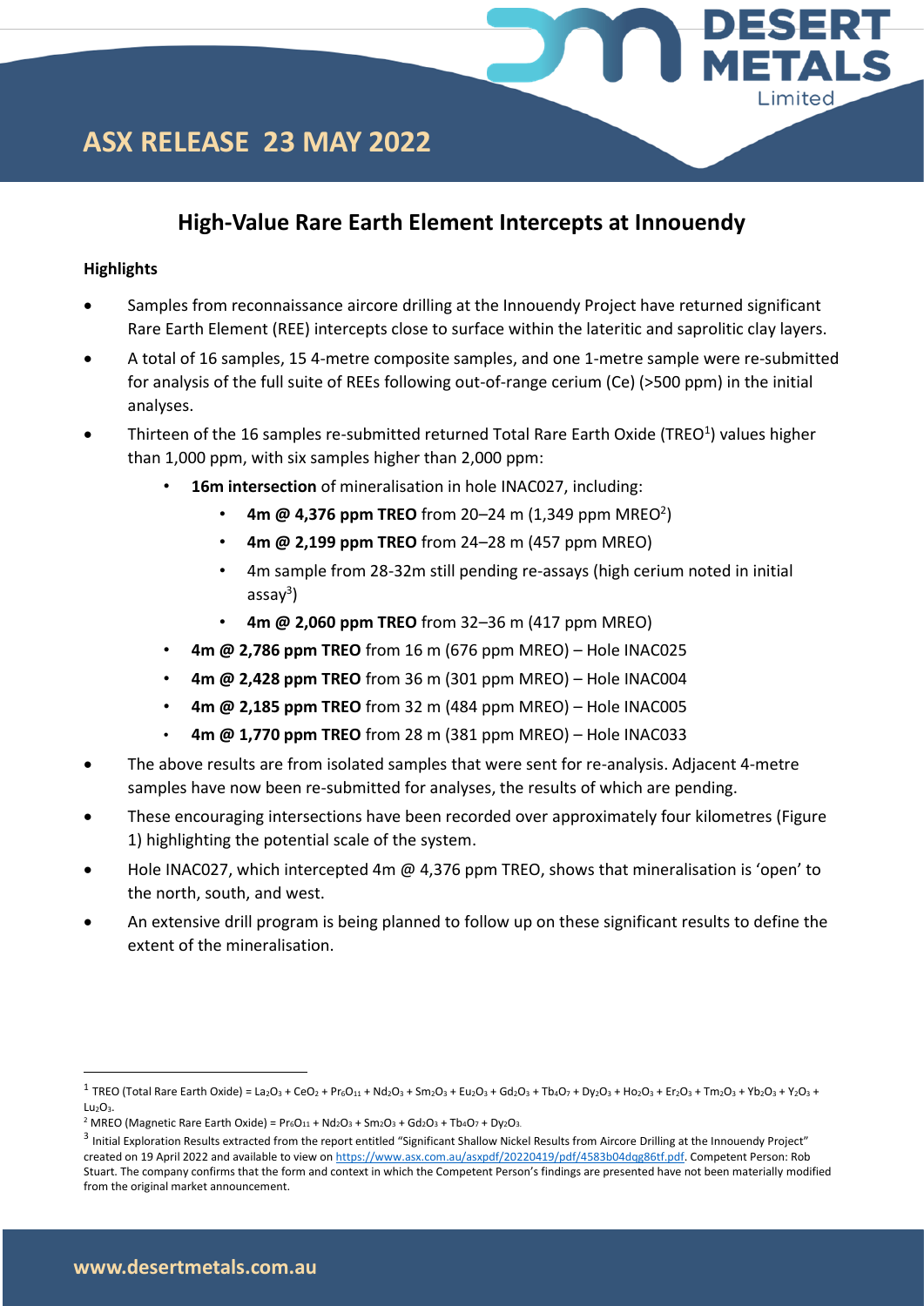# ASX RELEASE 23 MAY 2022

## High-Value Rare Earth Element Intercepts at Innouendy

### Highlights

- Samples from reconnaissance aircore drilling at the Innouendy Project have returned significant Rare Earth Element (REE) intercepts close to surface within the lateritic and saprolitic clay layers.
- A total of 16 samples, 15 4-metre composite samples, and one 1-metre sample were re-submitted for analysis of the full suite of REEs following out-of-range cerium (Ce) (>500 ppm) in the initial analyses.
- Thirteen of the 16 samples re-submitted returned Total Rare Earth Oxide (TREO[1]) values higher than 1,000 ppm, with six samples higher than 2,000 ppm:
  - **16m intersection** of mineralisation in hole INAC027, including:
    - **4m @ 4,376 ppm TREO** from 20–24 m (1,349 ppm MREO[2])
    - **4m @ 2,199 ppm TREO** from 24–28 m (457 ppm MREO)
    - 4m sample from 28-32m still pending re-assays (high cerium noted in initial assay[3])
    - **4m @ 2,060 ppm TREO** from 32–36 m (417 ppm MREO)
  - **4m @ 2,786 ppm TREO** from 16 m (676 ppm MREO) – Hole INAC025
  - **4m @ 2,428 ppm TREO** from 36 m (301 ppm MREO) – Hole INAC004
  - **4m @ 2,185 ppm TREO** from 32 m (484 ppm MREO) – Hole INAC005
  - **4m @ 1,770 ppm TREO** from 28 m (381 ppm MREO) – Hole INAC033
- The above results are from isolated samples that were sent for re-analysis. Adjacent 4-metre samples have now been re-submitted for analyses, the results of which are pending.
- These encouraging intersections have been recorded over approximately four kilometres (Figure 1) highlighting the potential scale of the system.
- Hole INAC027, which intercepted 4m @ 4,376 ppm TREO, shows that mineralisation is 'open' to the north, south, and west.
- An extensive drill program is being planned to follow up on these significant results to define the extent of the mineralisation.

---

[1] TREO (Total Rare Earth Oxide) = $La_2O_3$ + $CeO_2$ + $Pr_6O_{11}$ + $Nd_2O_3$ + $Sm_2O_3$ + $Eu_2O_3$ + $Gd_2O_3$ + $Tb_4O_7$ + $Dy_2O_3$ + $Ho_2O_3$ + $Er_2O_3$ + $Tm_2O_3$ + $Yb_2O_3$ + $Y_2O_3$ + $Lu_2O_3$.

[2] MREO (Magnetic Rare Earth Oxide) = $Pr_6O_{11}$ + $Nd_2O_3$ + $Sm_2O_3$ + $Gd_2O_3$ + $Tb_4O_7$ + $Dy_2O_3$.

[3] Initial Exploration Results extracted from the report entitled "Significant Shallow Nickel Results from Aircore Drilling at the Innouendy Project" created on 19 April 2022 and available to view on https://www.asx.com.au/asxpdf/20220419/pdf/4583b04dqg86tf.pdf. Competent Person: Rob Stuart. The company confirms that the form and context in which the Competent Person's findings are presented have not been materially modified from the original market announcement.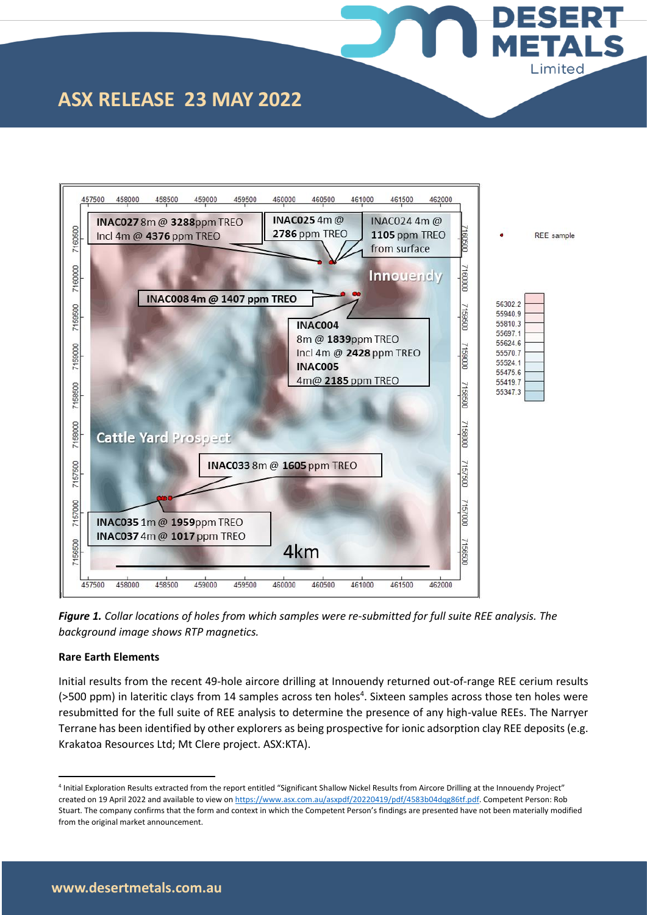*Figure 1. Collar locations of holes from which samples were re-submitted for full suite REE analysis. The background image shows RTP magnetics.*

**Rare Earth Elements**

Initial results from the recent 49-hole aircore drilling at Innouendy returned out-of-range REE cerium results (>500 ppm) in lateritic clays from 14 samples across ten holes[4]. Sixteen samples across those ten holes were resubmitted for the full suite of REE analysis to determine the presence of any high-value REEs. The Narryer Terrane has been identified by other explorers as being prospective for ionic adsorption clay REE deposits (e.g. Krakatoa Resources Ltd; Mt Clere project. ASX:KTA).

[4] Initial Exploration Results extracted from the report entitled "Significant Shallow Nickel Results from Aircore Drilling at the Innouendy Project" created on 19 April 2022 and available to view on https://www.asx.com.au/asxpdf/20220419/pdf/4583b04dqg86tf.pdf. Competent Person: Rob Stuart. The company confirms that the form and context in which the Competent Person's findings are presented have not been materially modified from the original market announcement.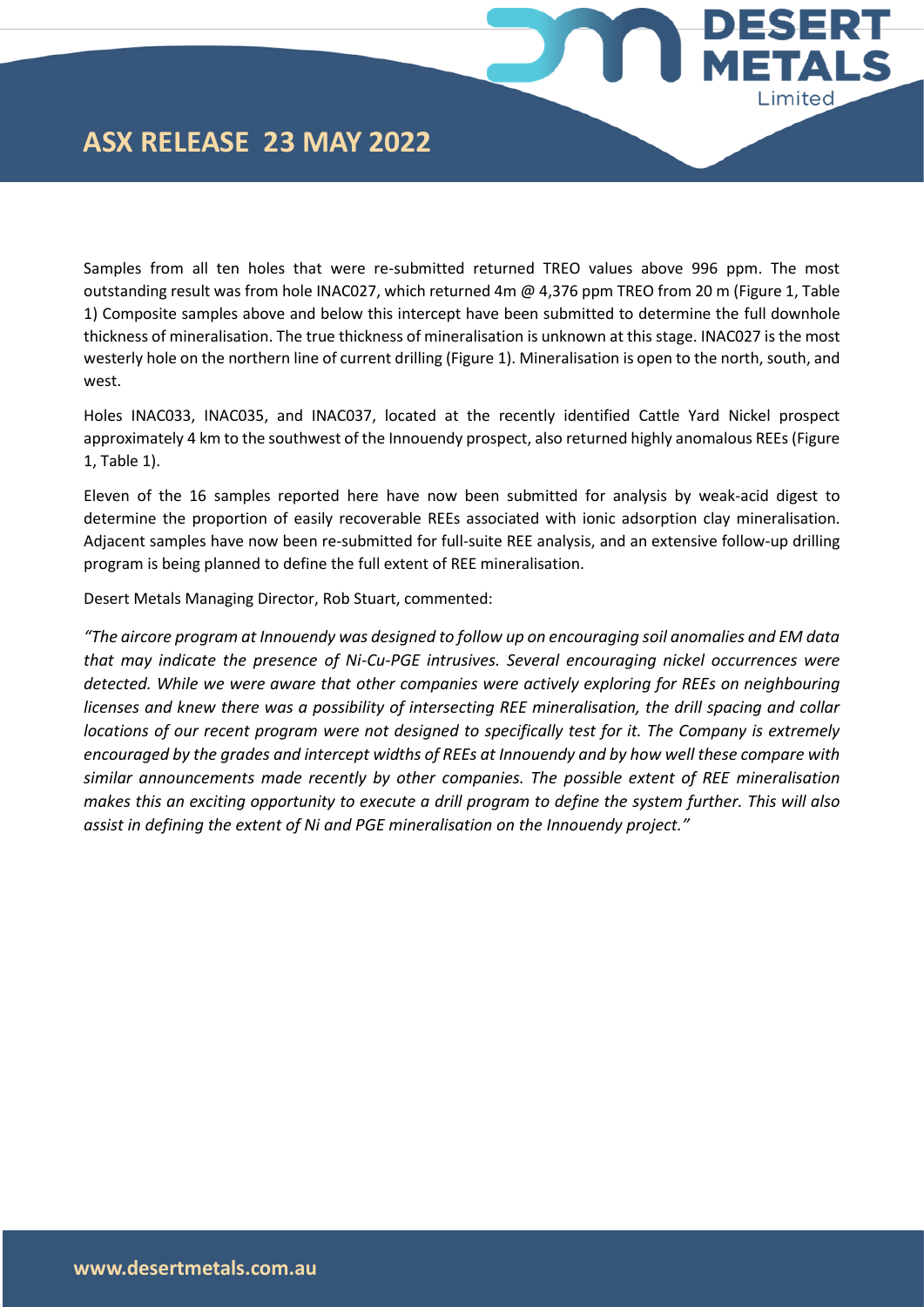Samples from all ten holes that were re-submitted returned TREO values above 996 ppm. The most outstanding result was from hole INAC027, which returned 4m @ 4,376 ppm TREO from 20 m (Figure 1, Table 1) Composite samples above and below this intercept have been submitted to determine the full downhole thickness of mineralisation. The true thickness of mineralisation is unknown at this stage. INAC027 is the most westerly hole on the northern line of current drilling (Figure 1). Mineralisation is open to the north, south, and west.

Holes INAC033, INAC035, and INAC037, located at the recently identified Cattle Yard Nickel prospect approximately 4 km to the southwest of the Innouendy prospect, also returned highly anomalous REEs (Figure 1, Table 1).

Eleven of the 16 samples reported here have now been submitted for analysis by weak-acid digest to determine the proportion of easily recoverable REEs associated with ionic adsorption clay mineralisation. Adjacent samples have now been re-submitted for full-suite REE analysis, and an extensive follow-up drilling program is being planned to define the full extent of REE mineralisation.

Desert Metals Managing Director, Rob Stuart, commented:

*"The aircore program at Innouendy was designed to follow up on encouraging soil anomalies and EM data that may indicate the presence of Ni-Cu-PGE intrusives. Several encouraging nickel occurrences were detected. While we were aware that other companies were actively exploring for REEs on neighbouring licenses and knew there was a possibility of intersecting REE mineralisation, the drill spacing and collar locations of our recent program were not designed to specifically test for it. The Company is extremely encouraged by the grades and intercept widths of REEs at Innouendy and by how well these compare with similar announcements made recently by other companies. The possible extent of REE mineralisation makes this an exciting opportunity to execute a drill program to define the system further. This will also assist in defining the extent of Ni and PGE mineralisation on the Innouendy project."*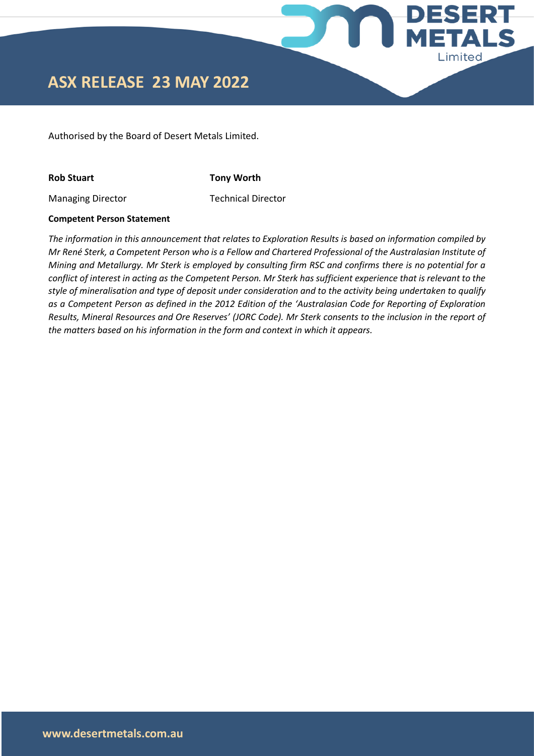Authorised by the Board of Desert Metals Limited.

| **Rob Stuart** | **Tony Worth** |
|---|---|
| Managing Director | Technical Director |

**Competent Person Statement**

*The information in this announcement that relates to Exploration Results is based on information compiled by Mr René Sterk, a Competent Person who is a Fellow and Chartered Professional of the Australasian Institute of Mining and Metallurgy. Mr Sterk is employed by consulting firm RSC and confirms there is no potential for a conflict of interest in acting as the Competent Person. Mr Sterk has sufficient experience that is relevant to the style of mineralisation and type of deposit under consideration and to the activity being undertaken to qualify as a Competent Person as defined in the 2012 Edition of the 'Australasian Code for Reporting of Exploration Results, Mineral Resources and Ore Reserves' (JORC Code). Mr Sterk consents to the inclusion in the report of the matters based on his information in the form and context in which it appears.*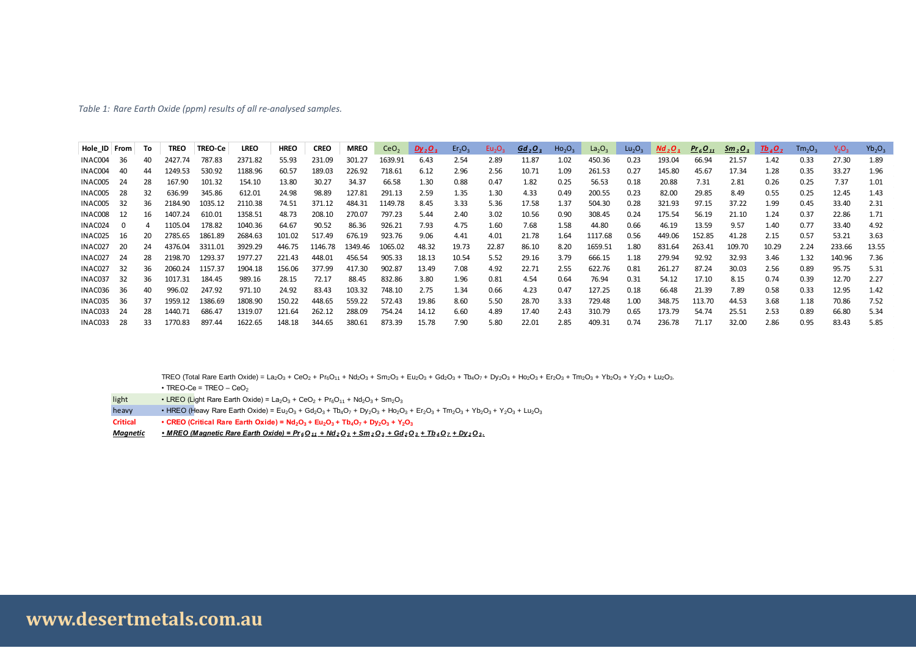*Table 1: Rare Earth Oxide (ppm) results of all re-analysed samples.*

| Hole_ID | From | To | TREO | TREO-Ce | LREO | HREO | CREO | MREO | $CeO_2$ | $Dy_2O_3$ | $Er_2O_3$ | $Eu_2O_3$ | $Gd_2O_3$ | $Ho_2O_3$ | $La_2O_3$ | $Lu_2O_3$ | $Nd_2O_3$ | $Pr_6O_{11}$ | $Sm_2O_3$ | $Tb_4O_7$ | $Tm_2O_3$ | $Y_2O_3$ | $Yb_2O_3$ |
|---|---|---|---|---|---|---|---|---|---|---|---|---|---|---|---|---|---|---|---|---|---|---|---|
| INAC004 | 36 | 40 | 2427.74 | 787.83 | 2371.82 | 55.93 | 231.09 | 301.27 | 1639.91 | 6.43 | 2.54 | 2.89 | 11.87 | 1.02 | 450.36 | 0.23 | 193.04 | 66.94 | 21.57 | 1.42 | 0.33 | 27.30 | 1.89 |
| INAC004 | 40 | 44 | 1249.53 | 530.92 | 1188.96 | 60.57 | 189.03 | 226.92 | 718.61 | 6.12 | 2.96 | 2.56 | 10.71 | 1.09 | 261.53 | 0.27 | 145.80 | 45.67 | 17.34 | 1.28 | 0.35 | 33.27 | 1.96 |
| INAC005 | 24 | 28 | 167.90 | 101.32 | 154.10 | 13.80 | 30.27 | 34.37 | 66.58 | 1.30 | 0.88 | 0.47 | 1.82 | 0.25 | 56.53 | 0.18 | 20.88 | 7.31 | 2.81 | 0.26 | 0.25 | 7.37 | 1.01 |
| INAC005 | 28 | 32 | 636.99 | 345.86 | 612.01 | 24.98 | 98.89 | 127.81 | 291.13 | 2.59 | 1.35 | 1.30 | 4.33 | 0.49 | 200.55 | 0.23 | 82.00 | 29.85 | 8.49 | 0.55 | 0.25 | 12.45 | 1.43 |
| INAC005 | 32 | 36 | 2184.90 | 1035.12 | 2110.38 | 74.51 | 371.12 | 484.31 | 1149.78 | 8.45 | 3.33 | 5.36 | 17.58 | 1.37 | 504.30 | 0.28 | 321.93 | 97.15 | 37.22 | 1.99 | 0.45 | 33.40 | 2.31 |
| INAC008 | 12 | 16 | 1407.24 | 610.01 | 1358.51 | 48.73 | 208.10 | 270.07 | 797.23 | 5.44 | 2.40 | 3.02 | 10.56 | 0.90 | 308.45 | 0.24 | 175.54 | 56.19 | 21.10 | 1.24 | 0.37 | 22.86 | 1.71 |
| INAC024 | 0 | 4 | 1105.04 | 178.82 | 1040.36 | 64.67 | 90.52 | 86.36 | 926.21 | 7.93 | 4.75 | 1.60 | 7.68 | 1.58 | 44.80 | 0.66 | 46.19 | 13.59 | 9.57 | 1.40 | 0.77 | 33.40 | 4.92 |
| INAC025 | 16 | 20 | 2785.65 | 1861.89 | 2684.63 | 101.02 | 517.49 | 676.19 | 923.76 | 9.06 | 4.41 | 4.01 | 21.78 | 1.64 | 1117.68 | 0.56 | 449.06 | 152.85 | 41.28 | 2.15 | 0.57 | 53.21 | 3.63 |
| INAC027 | 20 | 24 | 4376.04 | 3311.01 | 3929.29 | 446.75 | 1146.78 | 1349.46 | 1065.02 | 48.32 | 19.73 | 22.87 | 86.10 | 8.20 | 1659.51 | 1.80 | 831.64 | 263.41 | 109.70 | 10.29 | 2.24 | 233.66 | 13.55 |
| INAC027 | 24 | 28 | 2198.70 | 1293.37 | 1977.27 | 221.43 | 448.01 | 456.54 | 905.33 | 18.13 | 10.54 | 5.52 | 29.16 | 3.79 | 666.15 | 1.18 | 279.94 | 92.92 | 32.93 | 3.46 | 1.32 | 140.96 | 7.36 |
| INAC027 | 32 | 36 | 2060.24 | 1157.37 | 1904.18 | 156.06 | 377.99 | 417.30 | 902.87 | 13.49 | 7.08 | 4.92 | 22.71 | 2.55 | 622.76 | 0.81 | 261.27 | 87.24 | 30.03 | 2.56 | 0.89 | 95.75 | 5.31 |
| INAC037 | 32 | 36 | 1017.31 | 184.45 | 989.16 | 28.15 | 72.17 | 88.45 | 832.86 | 3.80 | 1.96 | 0.81 | 4.54 | 0.64 | 76.94 | 0.31 | 54.12 | 17.10 | 8.15 | 0.74 | 0.39 | 12.70 | 2.27 |
| INAC036 | 36 | 40 | 996.02 | 247.92 | 971.10 | 24.92 | 83.43 | 103.32 | 748.10 | 2.75 | 1.34 | 0.66 | 4.23 | 0.47 | 127.25 | 0.18 | 66.48 | 21.39 | 7.89 | 0.58 | 0.33 | 12.95 | 1.42 |
| INAC035 | 36 | 37 | 1959.12 | 1386.69 | 1808.90 | 150.22 | 448.65 | 559.22 | 572.43 | 19.86 | 8.60 | 5.50 | 28.70 | 3.33 | 729.48 | 1.00 | 348.75 | 113.70 | 44.53 | 3.68 | 1.18 | 70.86 | 7.52 |
| INAC033 | 24 | 28 | 1440.71 | 686.47 | 1319.07 | 121.64 | 262.12 | 288.09 | 754.24 | 14.12 | 6.60 | 4.89 | 17.40 | 2.43 | 310.79 | 0.65 | 173.79 | 54.74 | 25.51 | 2.53 | 0.89 | 66.80 | 5.34 |
| INAC033 | 28 | 33 | 1770.83 | 897.44 | 1622.65 | 148.18 | 344.65 | 380.61 | 873.39 | 15.78 | 7.90 | 5.80 | 22.01 | 2.85 | 409.31 | 0.74 | 236.78 | 71.17 | 32.00 | 2.86 | 0.95 | 83.43 | 5.85 |

TREO (Total Rare Earth Oxide) = $La_2O_3$ + $CeO_2$ + $Pr_6O_{11}$ + $Nd_2O_3$ + $Sm_2O_3$ + $Eu_2O_3$ + $Gd_2O_3$ + $Tb_4O_7$ + $Dy_2O_3$ + $Ho_2O_3$ + $Er_2O_3$ + $Tm_2O_3$ + $Yb_2O_3$ + $Y_2O_3$ + $Lu_2O_3$.

- TREO-Ce = TREO – $CeO_2$

light
- LREO (Light Rare Earth Oxide) = $La_2O_3$ + $CeO_2$ + $Pr_6O_{11}$ + $Nd_2O_3$ + $Sm_2O_3$

heavy
- HREO (Heavy Rare Earth Oxide) = $Eu_2O_3$ + $Gd_2O_3$ + $Tb_4O_7$ + $Dy_2O_3$ + $Ho_2O_3$ + $Er_2O_3$ + $Tm_2O_3$ + $Yb_2O_3$ + $Y_2O_3$ + $Lu_2O_3$

**Critical**
- **CREO (Critical Rare Earth Oxide) = $Nd_2O_3$ + $Eu_2O_3$ + $Tb_4O_7$ + $Dy_2O_3$ + $Y_2O_3$**

***Magnetic***
- ***MREO (Magnetic Rare Earth Oxide) = $Pr_6O_{11}$ + $Nd_2O_3$ + $Sm_2O_3$ + $Gd_2O_3$ + $Tb_4O_7$ + $Dy_2O_3$.***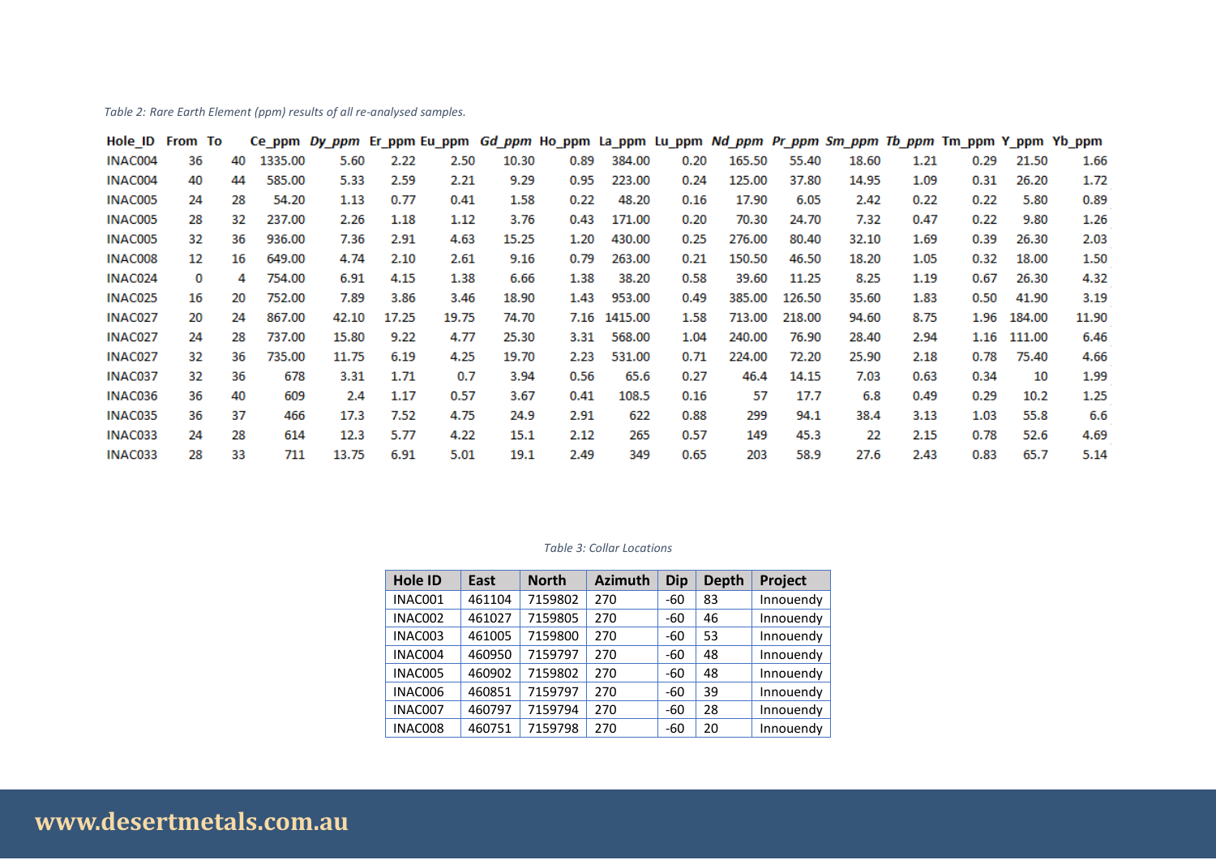*Table 2: Rare Earth Element (ppm) results of all re-analysed samples.*

| Hole_ID | From | To | Ce_ppm | *Dy_ppm* | Er_ppm | Eu_ppm | *Gd_ppm* | Ho_ppm | La_ppm | Lu_ppm | *Nd_ppm* | *Pr_ppm* | *Sm_ppm* | *Tb_ppm* | Tm_ppm | Y_ppm | Yb_ppm |
|---|---|---|---|---|---|---|---|---|---|---|---|---|---|---|---|---|---|
| INAC004 | 36 | 40 | 1335.00 | 5.60 | 2.22 | 2.50 | 10.30 | 0.89 | 384.00 | 0.20 | 165.50 | 55.40 | 18.60 | 1.21 | 0.29 | 21.50 | 1.66 |
| INAC004 | 40 | 44 | 585.00 | 5.33 | 2.59 | 2.21 | 9.29 | 0.95 | 223.00 | 0.24 | 125.00 | 37.80 | 14.95 | 1.09 | 0.31 | 26.20 | 1.72 |
| INAC005 | 24 | 28 | 54.20 | 1.13 | 0.77 | 0.41 | 1.58 | 0.22 | 48.20 | 0.16 | 17.90 | 6.05 | 2.42 | 0.22 | 0.22 | 5.80 | 0.89 |
| INAC005 | 28 | 32 | 237.00 | 2.26 | 1.18 | 1.12 | 3.76 | 0.43 | 171.00 | 0.20 | 70.30 | 24.70 | 7.32 | 0.47 | 0.22 | 9.80 | 1.26 |
| INAC005 | 32 | 36 | 936.00 | 7.36 | 2.91 | 4.63 | 15.25 | 1.20 | 430.00 | 0.25 | 276.00 | 80.40 | 32.10 | 1.69 | 0.39 | 26.30 | 2.03 |
| INAC008 | 12 | 16 | 649.00 | 4.74 | 2.10 | 2.61 | 9.16 | 0.79 | 263.00 | 0.21 | 150.50 | 46.50 | 18.20 | 1.05 | 0.32 | 18.00 | 1.50 |
| INAC024 | 0 | 4 | 754.00 | 6.91 | 4.15 | 1.38 | 6.66 | 1.38 | 38.20 | 0.58 | 39.60 | 11.25 | 8.25 | 1.19 | 0.67 | 26.30 | 4.32 |
| INAC025 | 16 | 20 | 752.00 | 7.89 | 3.86 | 3.46 | 18.90 | 1.43 | 953.00 | 0.49 | 385.00 | 126.50 | 35.60 | 1.83 | 0.50 | 41.90 | 3.19 |
| INAC027 | 20 | 24 | 867.00 | 42.10 | 17.25 | 19.75 | 74.70 | 7.16 | 1415.00 | 1.58 | 713.00 | 218.00 | 94.60 | 8.75 | 1.96 | 184.00 | 11.90 |
| INAC027 | 24 | 28 | 737.00 | 15.80 | 9.22 | 4.77 | 25.30 | 3.31 | 568.00 | 1.04 | 240.00 | 76.90 | 28.40 | 2.94 | 1.16 | 111.00 | 6.46 |
| INAC027 | 32 | 36 | 735.00 | 11.75 | 6.19 | 4.25 | 19.70 | 2.23 | 531.00 | 0.71 | 224.00 | 72.20 | 25.90 | 2.18 | 0.78 | 75.40 | 4.66 |
| INAC037 | 32 | 36 | 678 | 3.31 | 1.71 | 0.7 | 3.94 | 0.56 | 65.6 | 0.27 | 46.4 | 14.15 | 7.03 | 0.63 | 0.34 | 10 | 1.99 |
| INAC036 | 36 | 40 | 609 | 2.4 | 1.17 | 0.57 | 3.67 | 0.41 | 108.5 | 0.16 | 57 | 17.7 | 6.8 | 0.49 | 0.29 | 10.2 | 1.25 |
| INAC035 | 36 | 37 | 466 | 17.3 | 7.52 | 4.75 | 24.9 | 2.91 | 622 | 0.88 | 299 | 94.1 | 38.4 | 3.13 | 1.03 | 55.8 | 6.6 |
| INAC033 | 24 | 28 | 614 | 12.3 | 5.77 | 4.22 | 15.1 | 2.12 | 265 | 0.57 | 149 | 45.3 | 22 | 2.15 | 0.78 | 52.6 | 4.69 |
| INAC033 | 28 | 33 | 711 | 13.75 | 6.91 | 5.01 | 19.1 | 2.49 | 349 | 0.65 | 203 | 58.9 | 27.6 | 2.43 | 0.83 | 65.7 | 5.14 |

*Table 3: Collar Locations*

| Hole ID | East | North | Azimuth | Dip | Depth | Project |
|---|---|---|---|---|---|---|
| INAC001 | 461104 | 7159802 | 270 | -60 | 83 | Innouendy |
| INAC002 | 461027 | 7159805 | 270 | -60 | 46 | Innouendy |
| INAC003 | 461005 | 7159800 | 270 | -60 | 53 | Innouendy |
| INAC004 | 460950 | 7159797 | 270 | -60 | 48 | Innouendy |
| INAC005 | 460902 | 7159802 | 270 | -60 | 48 | Innouendy |
| INAC006 | 460851 | 7159797 | 270 | -60 | 39 | Innouendy |
| INAC007 | 460797 | 7159794 | 270 | -60 | 28 | Innouendy |
| INAC008 | 460751 | 7159798 | 270 | -60 | 20 | Innouendy |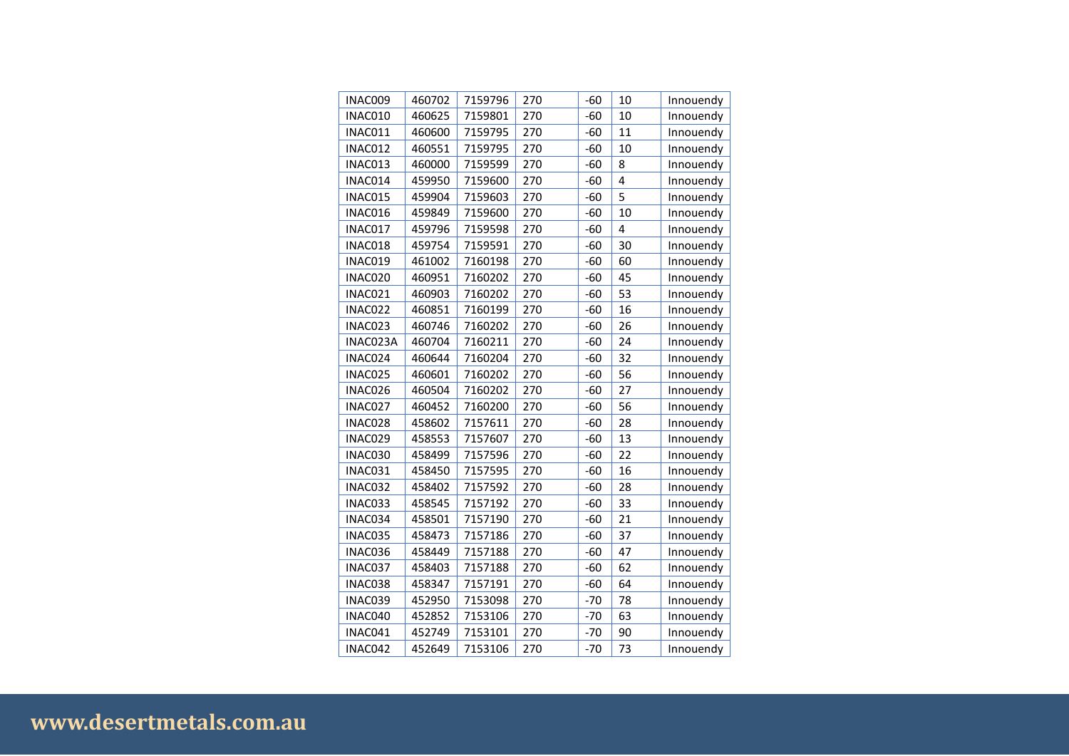| INAC009 | 460702 | 7159796 | 270 | -60 | 10 | Innouendy |
|---|---|---|---|---|---|---|
| INAC010 | 460625 | 7159801 | 270 | -60 | 10 | Innouendy |
| INAC011 | 460600 | 7159795 | 270 | -60 | 11 | Innouendy |
| INAC012 | 460551 | 7159795 | 270 | -60 | 10 | Innouendy |
| INAC013 | 460000 | 7159599 | 270 | -60 | 8 | Innouendy |
| INAC014 | 459950 | 7159600 | 270 | -60 | 4 | Innouendy |
| INAC015 | 459904 | 7159603 | 270 | -60 | 5 | Innouendy |
| INAC016 | 459849 | 7159600 | 270 | -60 | 10 | Innouendy |
| INAC017 | 459796 | 7159598 | 270 | -60 | 4 | Innouendy |
| INAC018 | 459754 | 7159591 | 270 | -60 | 30 | Innouendy |
| INAC019 | 461002 | 7160198 | 270 | -60 | 60 | Innouendy |
| INAC020 | 460951 | 7160202 | 270 | -60 | 45 | Innouendy |
| INAC021 | 460903 | 7160202 | 270 | -60 | 53 | Innouendy |
| INAC022 | 460851 | 7160199 | 270 | -60 | 16 | Innouendy |
| INAC023 | 460746 | 7160202 | 270 | -60 | 26 | Innouendy |
| INAC023A | 460704 | 7160211 | 270 | -60 | 24 | Innouendy |
| INAC024 | 460644 | 7160204 | 270 | -60 | 32 | Innouendy |
| INAC025 | 460601 | 7160202 | 270 | -60 | 56 | Innouendy |
| INAC026 | 460504 | 7160202 | 270 | -60 | 27 | Innouendy |
| INAC027 | 460452 | 7160200 | 270 | -60 | 56 | Innouendy |
| INAC028 | 458602 | 7157611 | 270 | -60 | 28 | Innouendy |
| INAC029 | 458553 | 7157607 | 270 | -60 | 13 | Innouendy |
| INAC030 | 458499 | 7157596 | 270 | -60 | 22 | Innouendy |
| INAC031 | 458450 | 7157595 | 270 | -60 | 16 | Innouendy |
| INAC032 | 458402 | 7157592 | 270 | -60 | 28 | Innouendy |
| INAC033 | 458545 | 7157192 | 270 | -60 | 33 | Innouendy |
| INAC034 | 458501 | 7157190 | 270 | -60 | 21 | Innouendy |
| INAC035 | 458473 | 7157186 | 270 | -60 | 37 | Innouendy |
| INAC036 | 458449 | 7157188 | 270 | -60 | 47 | Innouendy |
| INAC037 | 458403 | 7157188 | 270 | -60 | 62 | Innouendy |
| INAC038 | 458347 | 7157191 | 270 | -60 | 64 | Innouendy |
| INAC039 | 452950 | 7153098 | 270 | -70 | 78 | Innouendy |
| INAC040 | 452852 | 7153106 | 270 | -70 | 63 | Innouendy |
| INAC041 | 452749 | 7153101 | 270 | -70 | 90 | Innouendy |
| INAC042 | 452649 | 7153106 | 270 | -70 | 73 | Innouendy |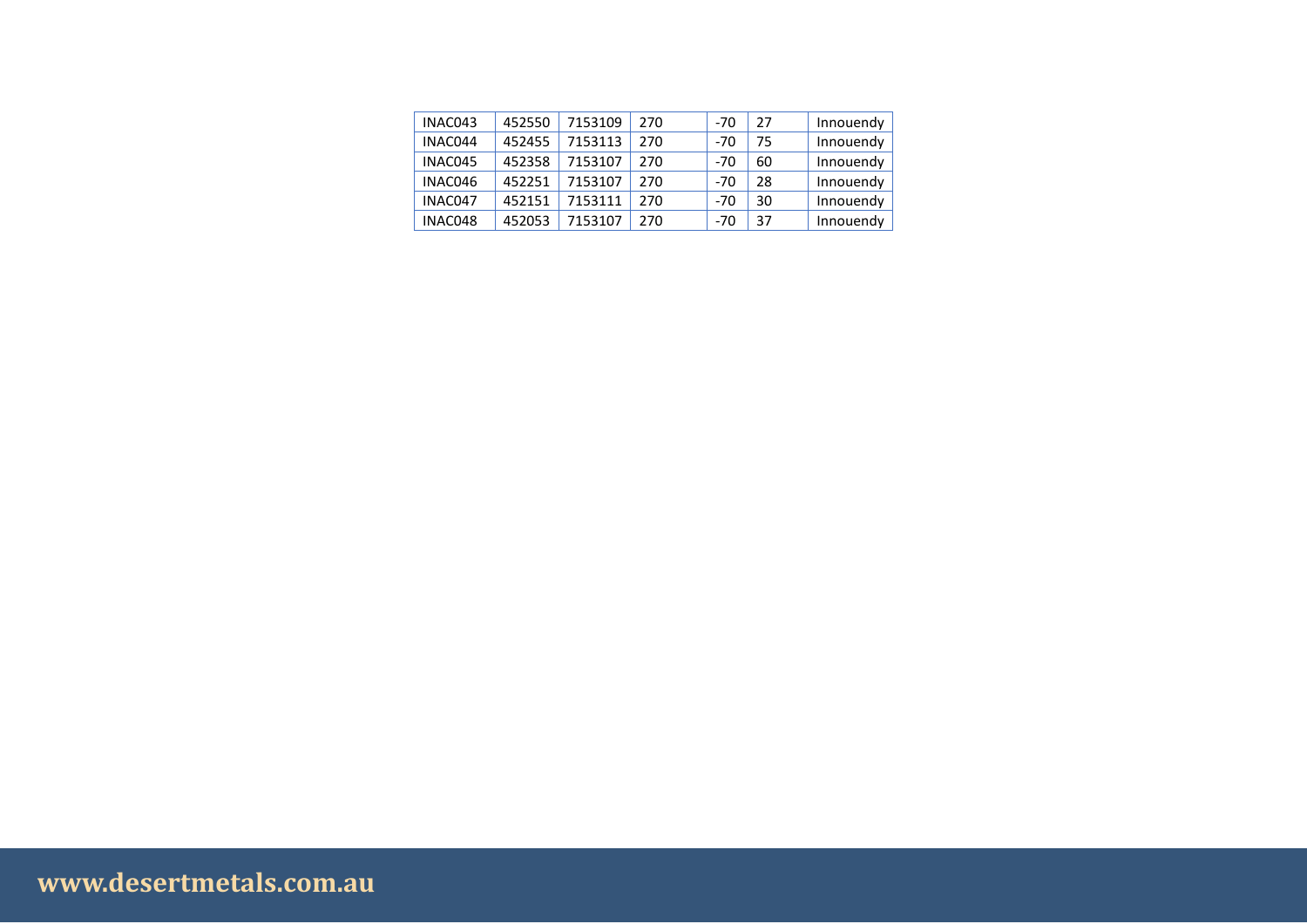| INAC043 | 452550 | 7153109 | 270 | -70 | 27 | Innouendy |
|---|---|---|---|---|---|---|
| INAC044 | 452455 | 7153113 | 270 | -70 | 75 | Innouendy |
| INAC045 | 452358 | 7153107 | 270 | -70 | 60 | Innouendy |
| INAC046 | 452251 | 7153107 | 270 | -70 | 28 | Innouendy |
| INAC047 | 452151 | 7153111 | 270 | -70 | 30 | Innouendy |
| INAC048 | 452053 | 7153107 | 270 | -70 | 37 | Innouendy |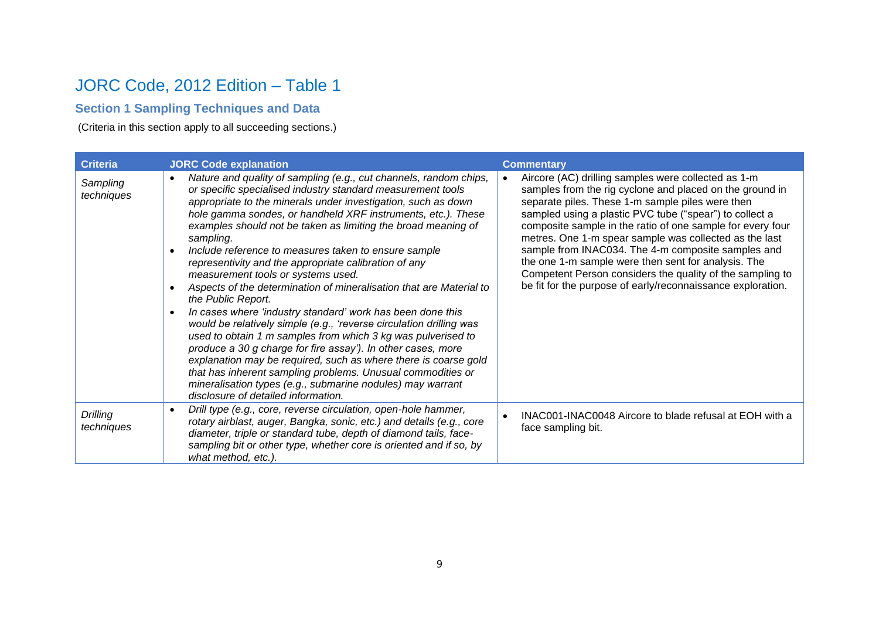# JORC Code, 2012 Edition – Table 1

## Section 1 Sampling Techniques and Data

(Criteria in this section apply to all succeeding sections.)

| Criteria | JORC Code explanation | Commentary |
|---|---|---|
| *Sampling techniques* | • *Nature and quality of sampling (e.g., cut channels, random chips, or specific specialised industry standard measurement tools appropriate to the minerals under investigation, such as down hole gamma sondes, or handheld XRF instruments, etc.). These examples should not be taken as limiting the broad meaning of sampling.*<br>• *Include reference to measures taken to ensure sample representivity and the appropriate calibration of any measurement tools or systems used.*<br>• *Aspects of the determination of mineralisation that are Material to the Public Report.*<br>• *In cases where 'industry standard' work has been done this would be relatively simple (e.g., 'reverse circulation drilling was used to obtain 1 m samples from which 3 kg was pulverised to produce a 30 g charge for fire assay'). In other cases, more explanation may be required, such as where there is coarse gold that has inherent sampling problems. Unusual commodities or mineralisation types (e.g., submarine nodules) may warrant disclosure of detailed information.* | • Aircore (AC) drilling samples were collected as 1-m samples from the rig cyclone and placed on the ground in separate piles. These 1-m sample piles were then sampled using a plastic PVC tube ("spear") to collect a composite sample in the ratio of one sample for every four metres. One 1-m spear sample was collected as the last sample from INAC034. The 4-m composite samples and the one 1-m sample were then sent for analysis. The Competent Person considers the quality of the sampling to be fit for the purpose of early/reconnaissance exploration. |
| *Drilling techniques* | • *Drill type (e.g., core, reverse circulation, open-hole hammer, rotary airblast, auger, Bangka, sonic, etc.) and details (e.g., core diameter, triple or standard tube, depth of diamond tails, face-sampling bit or other type, whether core is oriented and if so, by what method, etc.).* | • INAC001-INAC0048 Aircore to blade refusal at EOH with a face sampling bit. |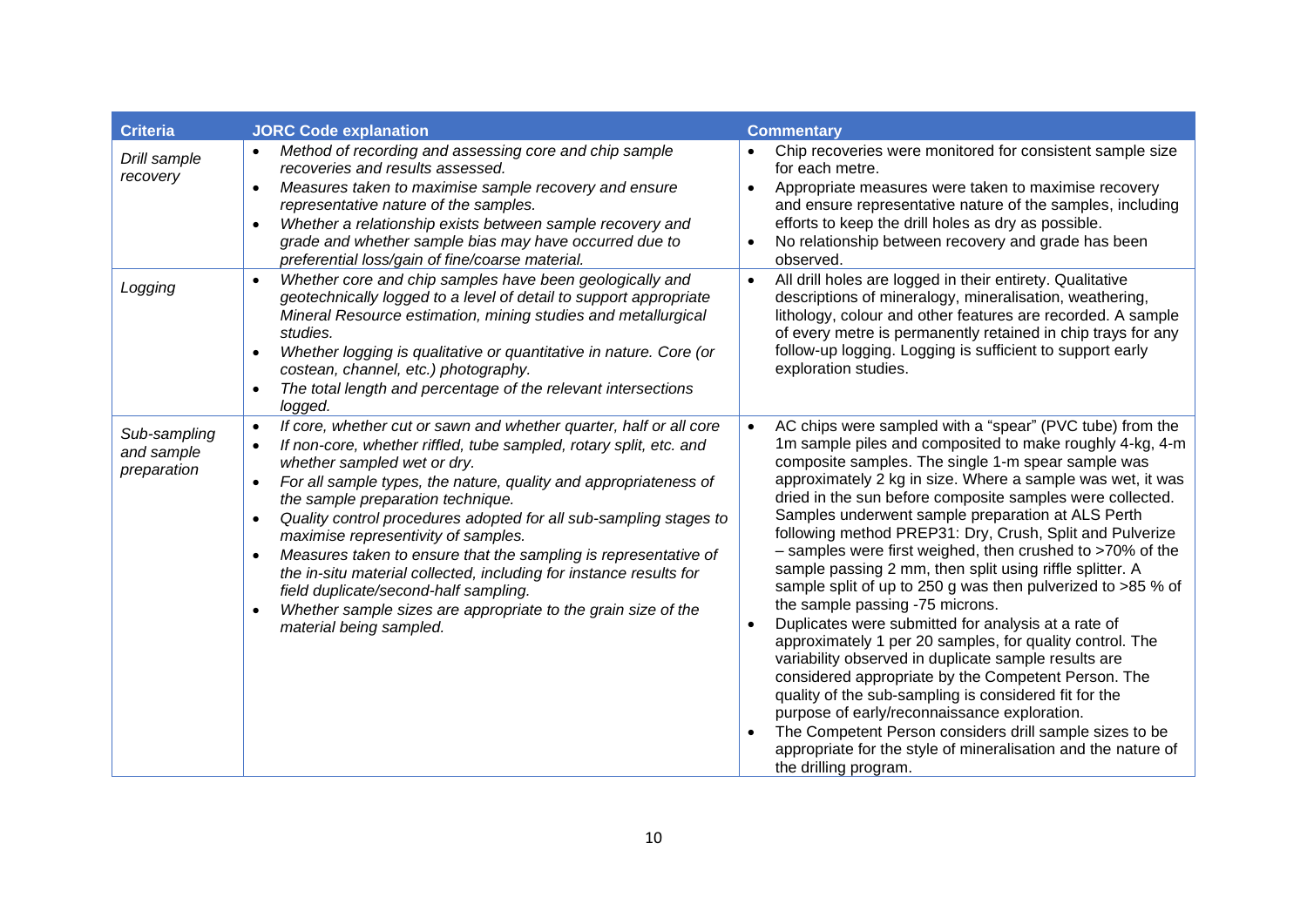| Criteria | JORC Code explanation | Commentary |
|---|---|---|
| *Drill sample recovery* | • *Method of recording and assessing core and chip sample recoveries and results assessed.*<br>• *Measures taken to maximise sample recovery and ensure representative nature of the samples.*<br>• *Whether a relationship exists between sample recovery and grade and whether sample bias may have occurred due to preferential loss/gain of fine/coarse material.* | • Chip recoveries were monitored for consistent sample size for each metre.<br>• Appropriate measures were taken to maximise recovery and ensure representative nature of the samples, including efforts to keep the drill holes as dry as possible.<br>• No relationship between recovery and grade has been observed. |
| *Logging* | • *Whether core and chip samples have been geologically and geotechnically logged to a level of detail to support appropriate Mineral Resource estimation, mining studies and metallurgical studies.*<br>• *Whether logging is qualitative or quantitative in nature. Core (or costean, channel, etc.) photography.*<br>• *The total length and percentage of the relevant intersections logged.* | • All drill holes are logged in their entirety. Qualitative descriptions of mineralogy, mineralisation, weathering, lithology, colour and other features are recorded. A sample of every metre is permanently retained in chip trays for any follow-up logging. Logging is sufficient to support early exploration studies. |
| *Sub-sampling and sample preparation* | • *If core, whether cut or sawn and whether quarter, half or all core*<br>• *If non-core, whether riffled, tube sampled, rotary split, etc. and whether sampled wet or dry.*<br>• *For all sample types, the nature, quality and appropriateness of the sample preparation technique.*<br>• *Quality control procedures adopted for all sub-sampling stages to maximise representivity of samples.*<br>• *Measures taken to ensure that the sampling is representative of the in-situ material collected, including for instance results for field duplicate/second-half sampling.*<br>• *Whether sample sizes are appropriate to the grain size of the material being sampled.* | • AC chips were sampled with a "spear" (PVC tube) from the 1m sample piles and composited to make roughly 4-kg, 4-m composite samples. The single 1-m spear sample was approximately 2 kg in size. Where a sample was wet, it was dried in the sun before composite samples were collected. Samples underwent sample preparation at ALS Perth following method PREP31: Dry, Crush, Split and Pulverize – samples were first weighed, then crushed to >70% of the sample passing 2 mm, then split using riffle splitter. A sample split of up to 250 g was then pulverized to >85 % of the sample passing -75 microns.<br>• Duplicates were submitted for analysis at a rate of approximately 1 per 20 samples, for quality control. The variability observed in duplicate sample results are considered appropriate by the Competent Person. The quality of the sub-sampling is considered fit for the purpose of early/reconnaissance exploration.<br>• The Competent Person considers drill sample sizes to be appropriate for the style of mineralisation and the nature of the drilling program. |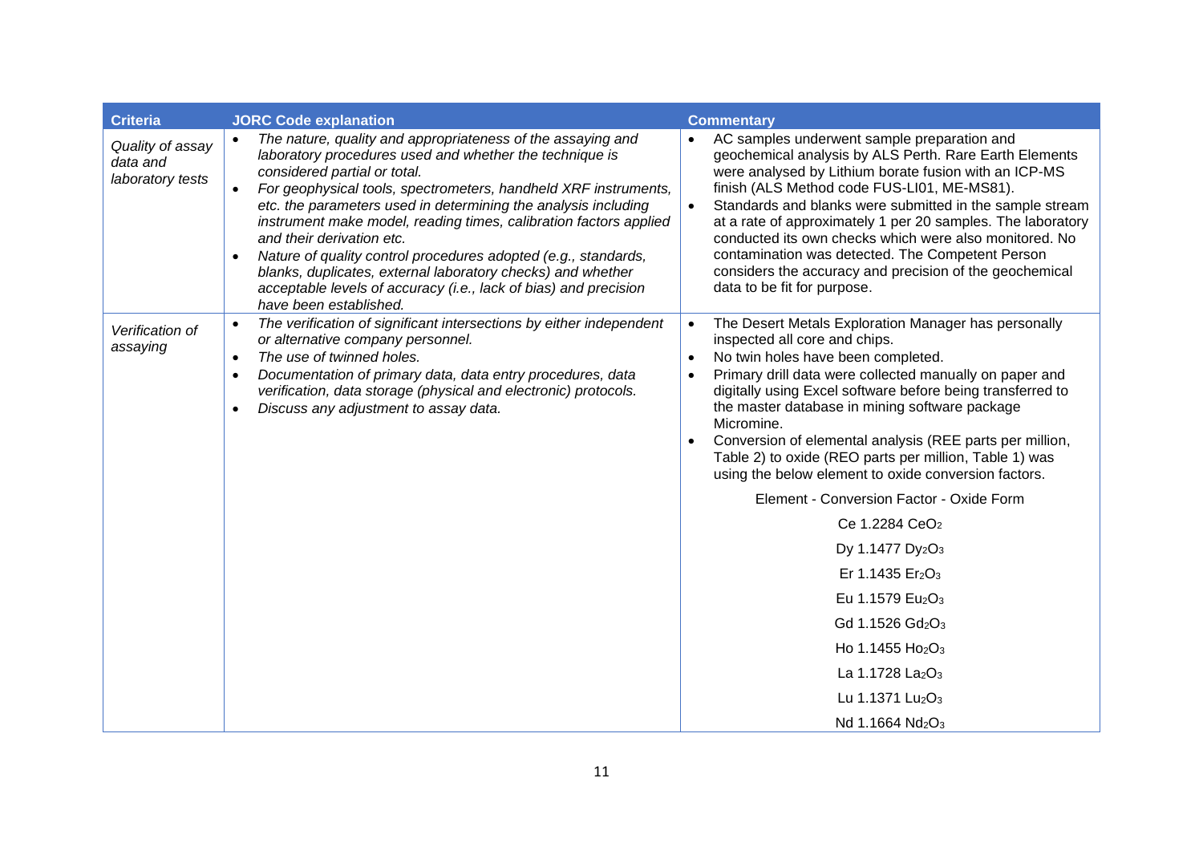| Criteria | JORC Code explanation | Commentary |
| --- | --- | --- |
| *Quality of assay data and laboratory tests* | • *The nature, quality and appropriateness of the assaying and laboratory procedures used and whether the technique is considered partial or total.*<br>• *For geophysical tools, spectrometers, handheld XRF instruments, etc. the parameters used in determining the analysis including instrument make model, reading times, calibration factors applied and their derivation etc.*<br>• *Nature of quality control procedures adopted (e.g., standards, blanks, duplicates, external laboratory checks) and whether acceptable levels of accuracy (i.e., lack of bias) and precision have been established.* | • AC samples underwent sample preparation and geochemical analysis by ALS Perth. Rare Earth Elements were analysed by Lithium borate fusion with an ICP-MS finish (ALS Method code FUS-LI01, ME-MS81).<br>• Standards and blanks were submitted in the sample stream at a rate of approximately 1 per 20 samples. The laboratory conducted its own checks which were also monitored. No contamination was detected. The Competent Person considers the accuracy and precision of the geochemical data to be fit for purpose. |
| *Verification of assaying* | • *The verification of significant intersections by either independent or alternative company personnel.*<br>• *The use of twinned holes.*<br>• *Documentation of primary data, data entry procedures, data verification, data storage (physical and electronic) protocols.*<br>• *Discuss any adjustment to assay data.* | • The Desert Metals Exploration Manager has personally inspected all core and chips.<br>• No twin holes have been completed.<br>• Primary drill data were collected manually on paper and digitally using Excel software before being transferred to the master database in mining software package Micromine.<br>• Conversion of elemental analysis (REE parts per million, Table 2) to oxide (REO parts per million, Table 1) was using the below element to oxide conversion factors.<br><br>Element - Conversion Factor - Oxide Form<br>Ce 1.2284 $CeO_2$<br>Dy 1.1477 $Dy_2O_3$<br>Er 1.1435 $Er_2O_3$<br>Eu 1.1579 $Eu_2O_3$<br>Gd 1.1526 $Gd_2O_3$<br>Ho 1.1455 $Ho_2O_3$<br>La 1.1728 $La_2O_3$<br>Lu 1.1371 $Lu_2O_3$<br>Nd 1.1664 $Nd_2O_3$ |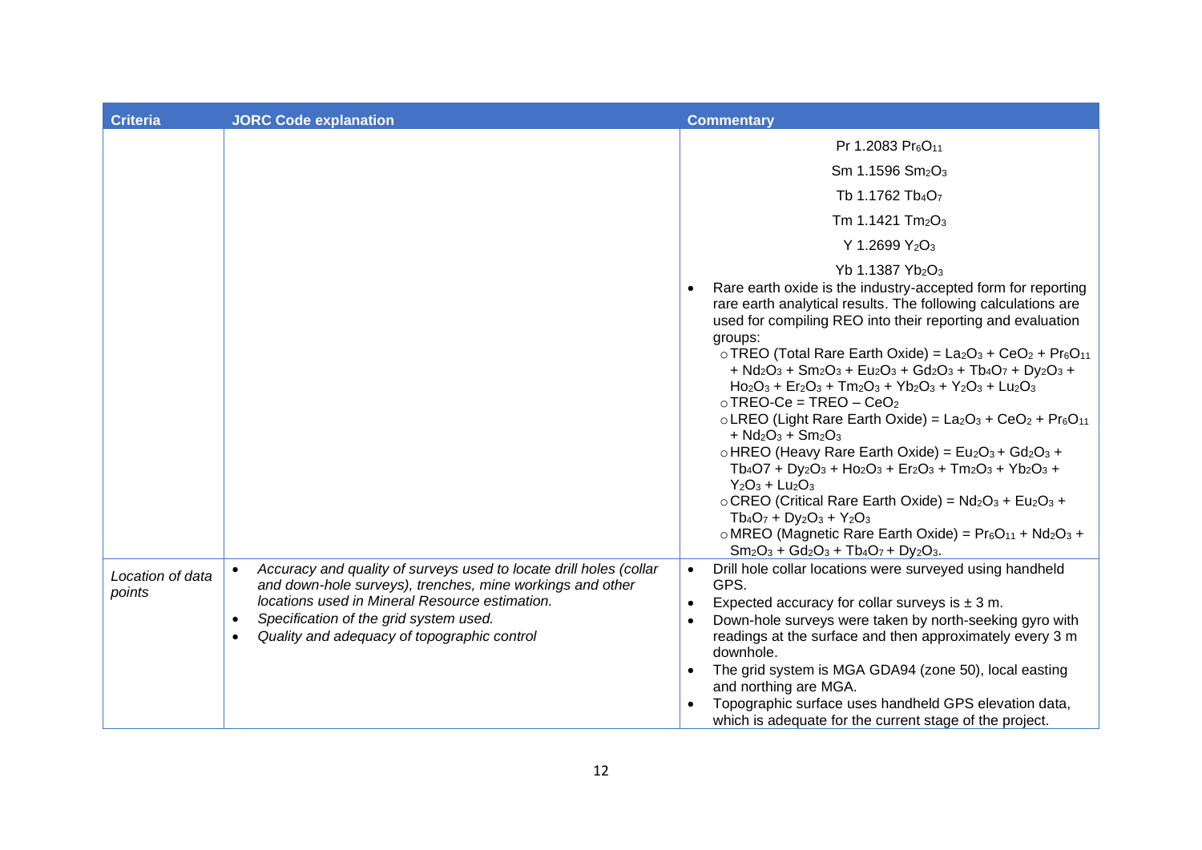| Criteria | JORC Code explanation | Commentary |
|---|---|---|
| | | Pr 1.2083 $Pr_6O_{11}$<br>Sm 1.1596 $Sm_2O_3$<br>Tb 1.1762 $Tb_4O_7$<br>Tm 1.1421 $Tm_2O_3$<br>Y 1.2699 $Y_2O_3$<br>Yb 1.1387 $Yb_2O_3$<br>• Rare earth oxide is the industry-accepted form for reporting rare earth analytical results. The following calculations are used for compiling REO into their reporting and evaluation groups:<br>○ TREO (Total Rare Earth Oxide) = $La_2O_3$ + $CeO_2$ + $Pr_6O_{11}$ + $Nd_2O_3$ + $Sm_2O_3$ + $Eu_2O_3$ + $Gd_2O_3$ + $Tb_4O_7$ + $Dy_2O_3$ + $Ho_2O_3$ + $Er_2O_3$ + $Tm_2O_3$ + $Yb_2O_3$ + $Y_2O_3$ + $Lu_2O_3$<br>○ TREO-Ce = TREO – $CeO_2$<br>○ LREO (Light Rare Earth Oxide) = $La_2O_3$ + $CeO_2$ + $Pr_6O_{11}$ + $Nd_2O_3$ + $Sm_2O_3$<br>○ HREO (Heavy Rare Earth Oxide) = $Eu_2O_3$ + $Gd_2O_3$ + $Tb_4O7$ + $Dy_2O_3$ + $Ho_2O_3$ + $Er_2O_3$ + $Tm_2O_3$ + $Yb_2O_3$ + $Y_2O_3$ + $Lu_2O_3$<br>○ CREO (Critical Rare Earth Oxide) = $Nd_2O_3$ + $Eu_2O_3$ + $Tb_4O_7$ + $Dy_2O_3$ + $Y_2O_3$<br>○ MREO (Magnetic Rare Earth Oxide) = $Pr_6O_{11}$ + $Nd_2O_3$ + $Sm_2O_3$ + $Gd_2O_3$ + $Tb_4O_7$ + $Dy_2O_3$. |
| *Location of data points* | • *Accuracy and quality of surveys used to locate drill holes (collar and down-hole surveys), trenches, mine workings and other locations used in Mineral Resource estimation.*<br>• *Specification of the grid system used.*<br>• *Quality and adequacy of topographic control* | • Drill hole collar locations were surveyed using handheld GPS.<br>• Expected accuracy for collar surveys is ± 3 m.<br>• Down-hole surveys were taken by north-seeking gyro with readings at the surface and then approximately every 3 m downhole.<br>• The grid system is MGA GDA94 (zone 50), local easting and northing are MGA.<br>• Topographic surface uses handheld GPS elevation data, which is adequate for the current stage of the project. |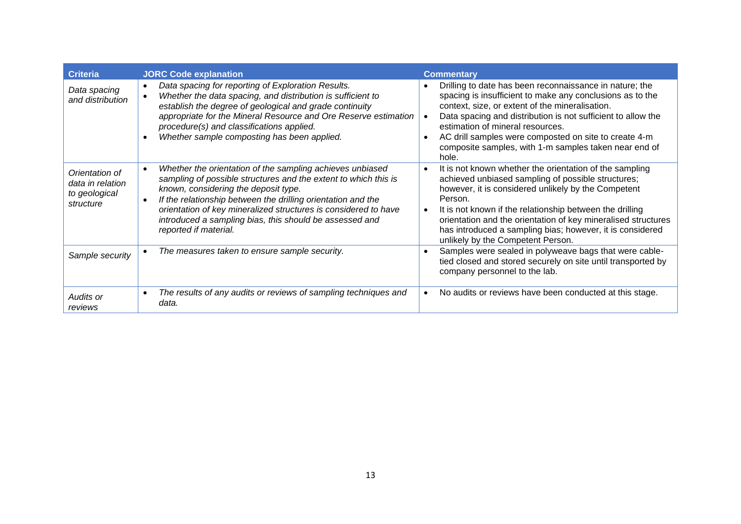| Criteria | JORC Code explanation | Commentary |
|---|---|---|
| *Data spacing and distribution* | • *Data spacing for reporting of Exploration Results.*<br>• *Whether the data spacing, and distribution is sufficient to establish the degree of geological and grade continuity appropriate for the Mineral Resource and Ore Reserve estimation procedure(s) and classifications applied.*<br>• *Whether sample composting has been applied.* | • Drilling to date has been reconnaissance in nature; the spacing is insufficient to make any conclusions as to the context, size, or extent of the mineralisation.<br>• Data spacing and distribution is not sufficient to allow the estimation of mineral resources.<br>• AC drill samples were composted on site to create 4-m composite samples, with 1-m samples taken near end of hole. |
| *Orientation of data in relation to geological structure* | • *Whether the orientation of the sampling achieves unbiased sampling of possible structures and the extent to which this is known, considering the deposit type.*<br>• *If the relationship between the drilling orientation and the orientation of key mineralized structures is considered to have introduced a sampling bias, this should be assessed and reported if material.* | • It is not known whether the orientation of the sampling achieved unbiased sampling of possible structures; however, it is considered unlikely by the Competent Person.<br>• It is not known if the relationship between the drilling orientation and the orientation of key mineralised structures has introduced a sampling bias; however, it is considered unlikely by the Competent Person. |
| *Sample security* | • *The measures taken to ensure sample security.* | • Samples were sealed in polyweave bags that were cable-tied closed and stored securely on site until transported by company personnel to the lab. |
| *Audits or reviews* | • *The results of any audits or reviews of sampling techniques and data.* | • No audits or reviews have been conducted at this stage. |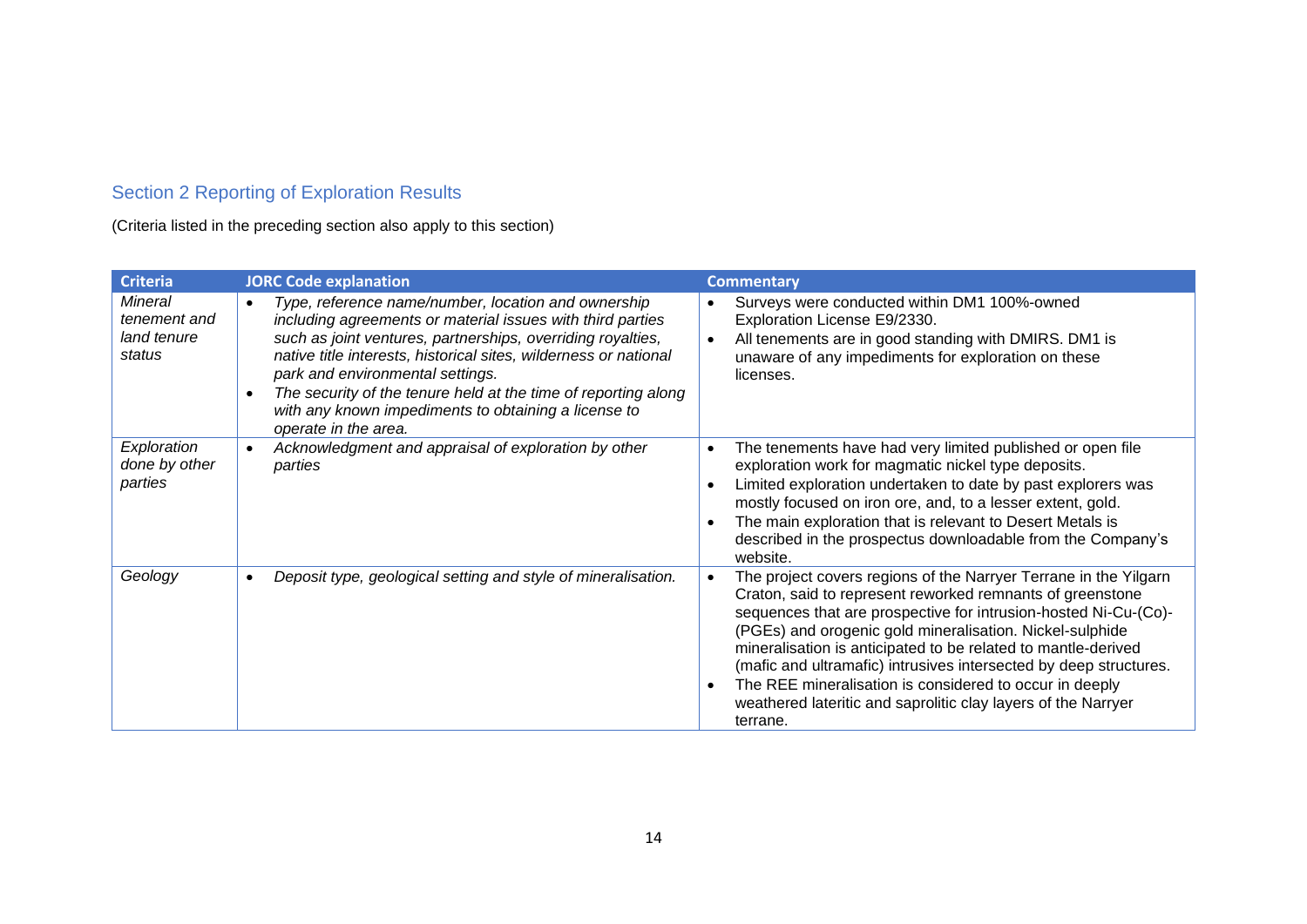## Section 2 Reporting of Exploration Results

(Criteria listed in the preceding section also apply to this section)

| Criteria | JORC Code explanation | Commentary |
|---|---|---|
| *Mineral tenement and land tenure status* | • *Type, reference name/number, location and ownership including agreements or material issues with third parties such as joint ventures, partnerships, overriding royalties, native title interests, historical sites, wilderness or national park and environmental settings.*<br>• *The security of the tenure held at the time of reporting along with any known impediments to obtaining a license to operate in the area.* | • Surveys were conducted within DM1 100%-owned Exploration License E9/2330.<br>• All tenements are in good standing with DMIRS. DM1 is unaware of any impediments for exploration on these licenses. |
| *Exploration done by other parties* | • *Acknowledgment and appraisal of exploration by other parties* | • The tenements have had very limited published or open file exploration work for magmatic nickel type deposits.<br>• Limited exploration undertaken to date by past explorers was mostly focused on iron ore, and, to a lesser extent, gold.<br>• The main exploration that is relevant to Desert Metals is described in the prospectus downloadable from the Company's website. |
| *Geology* | • *Deposit type, geological setting and style of mineralisation.* | • The project covers regions of the Narryer Terrane in the Yilgarn Craton, said to represent reworked remnants of greenstone sequences that are prospective for intrusion-hosted Ni-Cu-(Co)-(PGEs) and orogenic gold mineralisation. Nickel-sulphide mineralisation is anticipated to be related to mantle-derived (mafic and ultramafic) intrusives intersected by deep structures.<br>• The REE mineralisation is considered to occur in deeply weathered lateritic and saprolitic clay layers of the Narryer terrane. |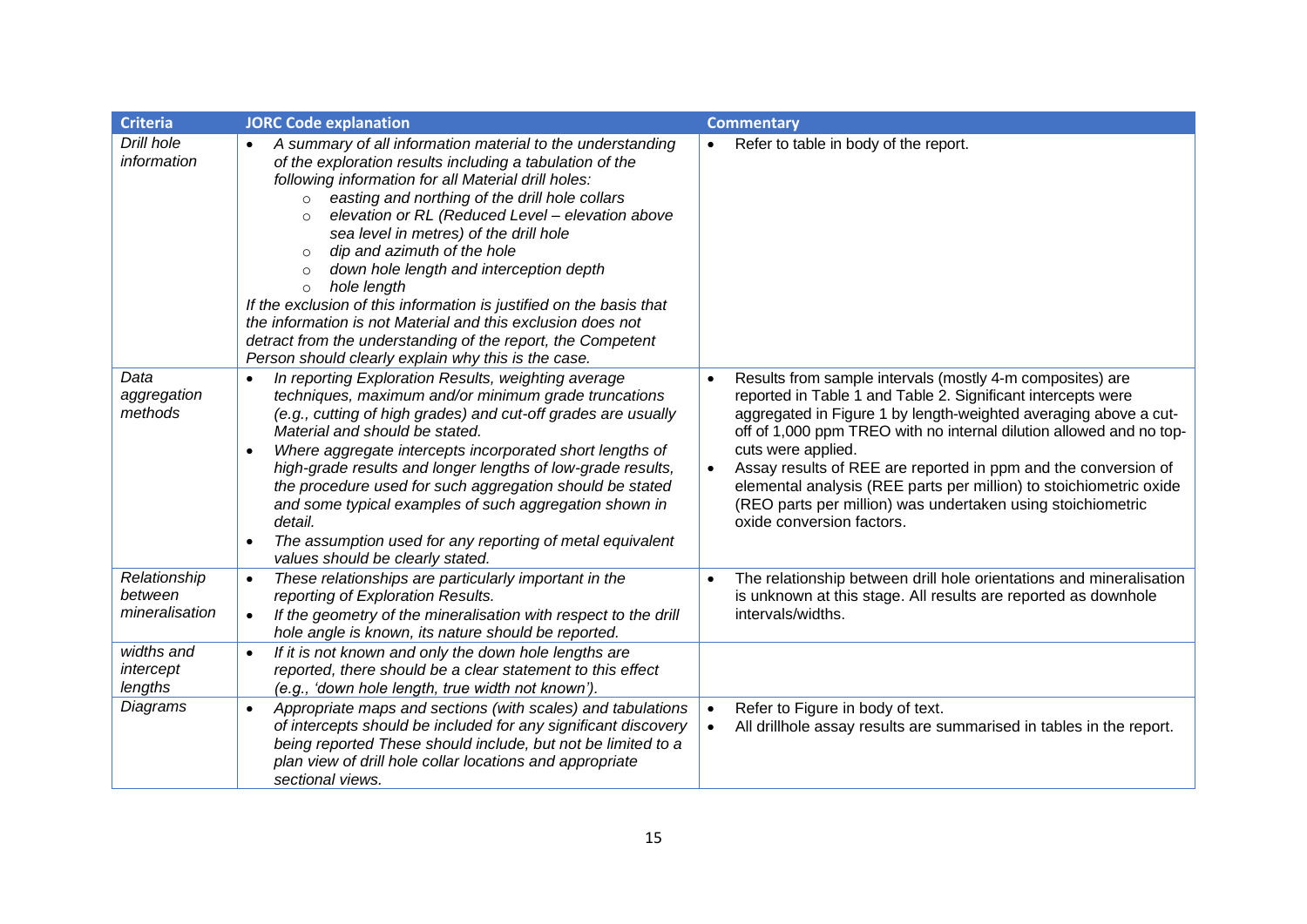| Criteria | JORC Code explanation | Commentary |
|---|---|---|
| *Drill hole information* | • *A summary of all information material to the understanding of the exploration results including a tabulation of the following information for all Material drill holes:*<br>  ○ *easting and northing of the drill hole collars*<br>  ○ *elevation or RL (Reduced Level – elevation above sea level in metres) of the drill hole*<br>  ○ *dip and azimuth of the hole*<br>  ○ *down hole length and interception depth*<br>  ○ *hole length*<br>*If the exclusion of this information is justified on the basis that the information is not Material and this exclusion does not detract from the understanding of the report, the Competent Person should clearly explain why this is the case.* | • Refer to table in body of the report. |
| *Data aggregation methods* | • *In reporting Exploration Results, weighting average techniques, maximum and/or minimum grade truncations (e.g., cutting of high grades) and cut-off grades are usually Material and should be stated.*<br>• *Where aggregate intercepts incorporated short lengths of high-grade results and longer lengths of low-grade results, the procedure used for such aggregation should be stated and some typical examples of such aggregation shown in detail.*<br>• *The assumption used for any reporting of metal equivalent values should be clearly stated.* | • Results from sample intervals (mostly 4-m composites) are reported in Table 1 and Table 2. Significant intercepts were aggregated in Figure 1 by length-weighted averaging above a cut-off of 1,000 ppm TREO with no internal dilution allowed and no top-cuts were applied.<br>• Assay results of REE are reported in ppm and the conversion of elemental analysis (REE parts per million) to stoichiometric oxide (REO parts per million) was undertaken using stoichiometric oxide conversion factors. |
| *Relationship between mineralisation widths and intercept lengths* | • *These relationships are particularly important in the reporting of Exploration Results.*<br>• *If the geometry of the mineralisation with respect to the drill hole angle is known, its nature should be reported.*<br>• *If it is not known and only the down hole lengths are reported, there should be a clear statement to this effect (e.g., 'down hole length, true width not known').* | • The relationship between drill hole orientations and mineralisation is unknown at this stage. All results are reported as downhole intervals/widths. |
| *Diagrams* | • *Appropriate maps and sections (with scales) and tabulations of intercepts should be included for any significant discovery being reported These should include, but not be limited to a plan view of drill hole collar locations and appropriate sectional views.* | • Refer to Figure in body of text.<br>• All drillhole assay results are summarised in tables in the report. |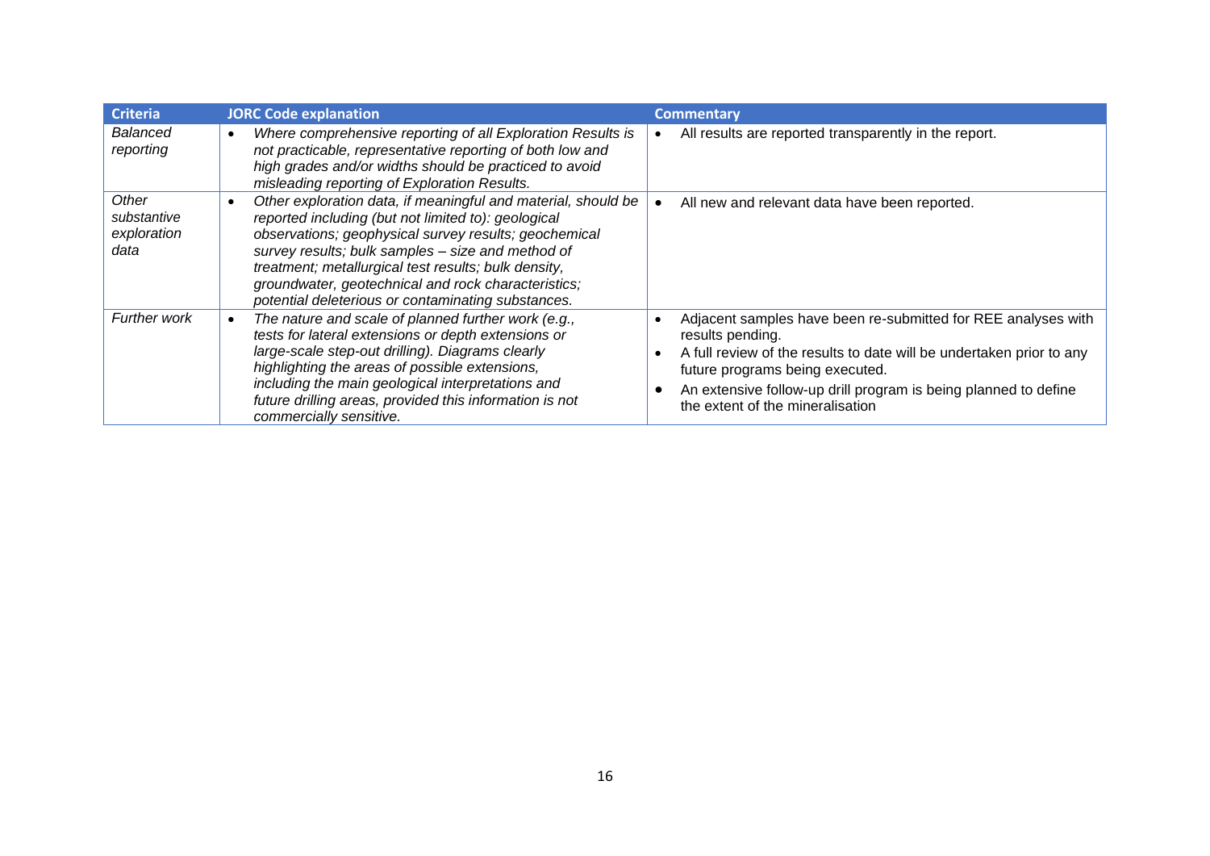| Criteria | JORC Code explanation | Commentary |
|---|---|---|
| *Balanced reporting* | • *Where comprehensive reporting of all Exploration Results is not practicable, representative reporting of both low and high grades and/or widths should be practiced to avoid misleading reporting of Exploration Results.* | • All results are reported transparently in the report. |
| *Other substantive exploration data* | • *Other exploration data, if meaningful and material, should be reported including (but not limited to): geological observations; geophysical survey results; geochemical survey results; bulk samples – size and method of treatment; metallurgical test results; bulk density, groundwater, geotechnical and rock characteristics; potential deleterious or contaminating substances.* | • All new and relevant data have been reported. |
| *Further work* | • *The nature and scale of planned further work (e.g., tests for lateral extensions or depth extensions or large-scale step-out drilling). Diagrams clearly highlighting the areas of possible extensions, including the main geological interpretations and future drilling areas, provided this information is not commercially sensitive.* | • Adjacent samples have been re-submitted for REE analyses with results pending. <br> • A full review of the results to date will be undertaken prior to any future programs being executed. <br> • An extensive follow-up drill program is being planned to define the extent of the mineralisation |